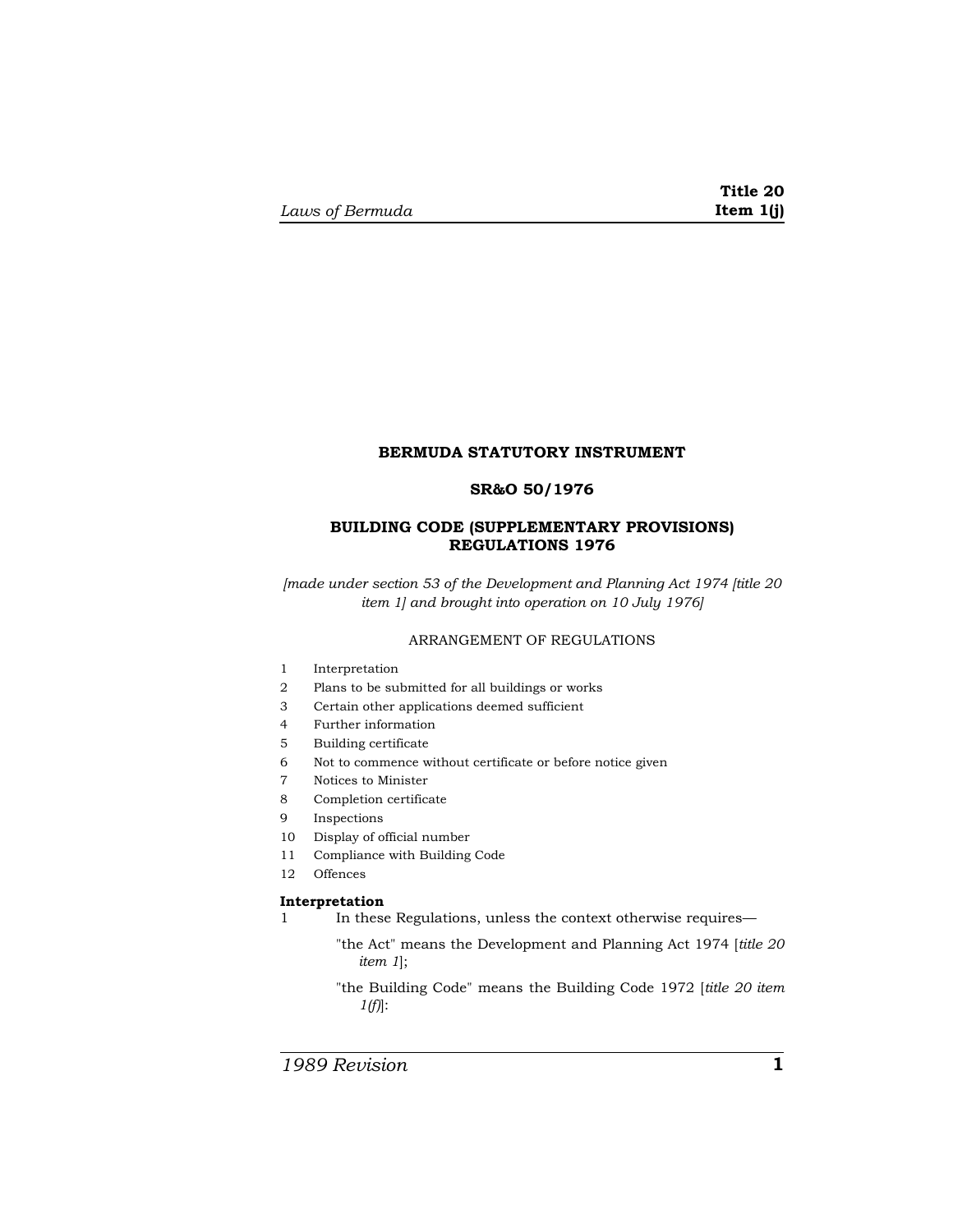# BERMUDA STATUTORY INSTRUMENT

## SR&O 50/1976

## BUILDING CODE (SUPPLEMENTARY PROVISIONS) REGULATIONS 1976

*[made under section 53 of the Development and Planning Act 1974 [title 20 item 1] and brought into operation on 10 July 1976]*

ARRANGEMENT OF REGULATIONS

1 Interpretation
2 Plans to be submitted for all buildings or works
3 Certain other applications deemed sufficient
4 Further information
5 Building certificate
6 Not to commence without certificate or before notice given
7 Notices to Minister
8 Completion certificate
9 Inspections
10 Display of official number
11 Compliance with Building Code
12 Offences

**Interpretation**

1 In these Regulations, unless the context otherwise requires—

"the Act" means the Development and Planning Act 1974 [*title 20 item 1*];

"the Building Code" means the Building Code 1972 [*title 20 item 1(f)*]: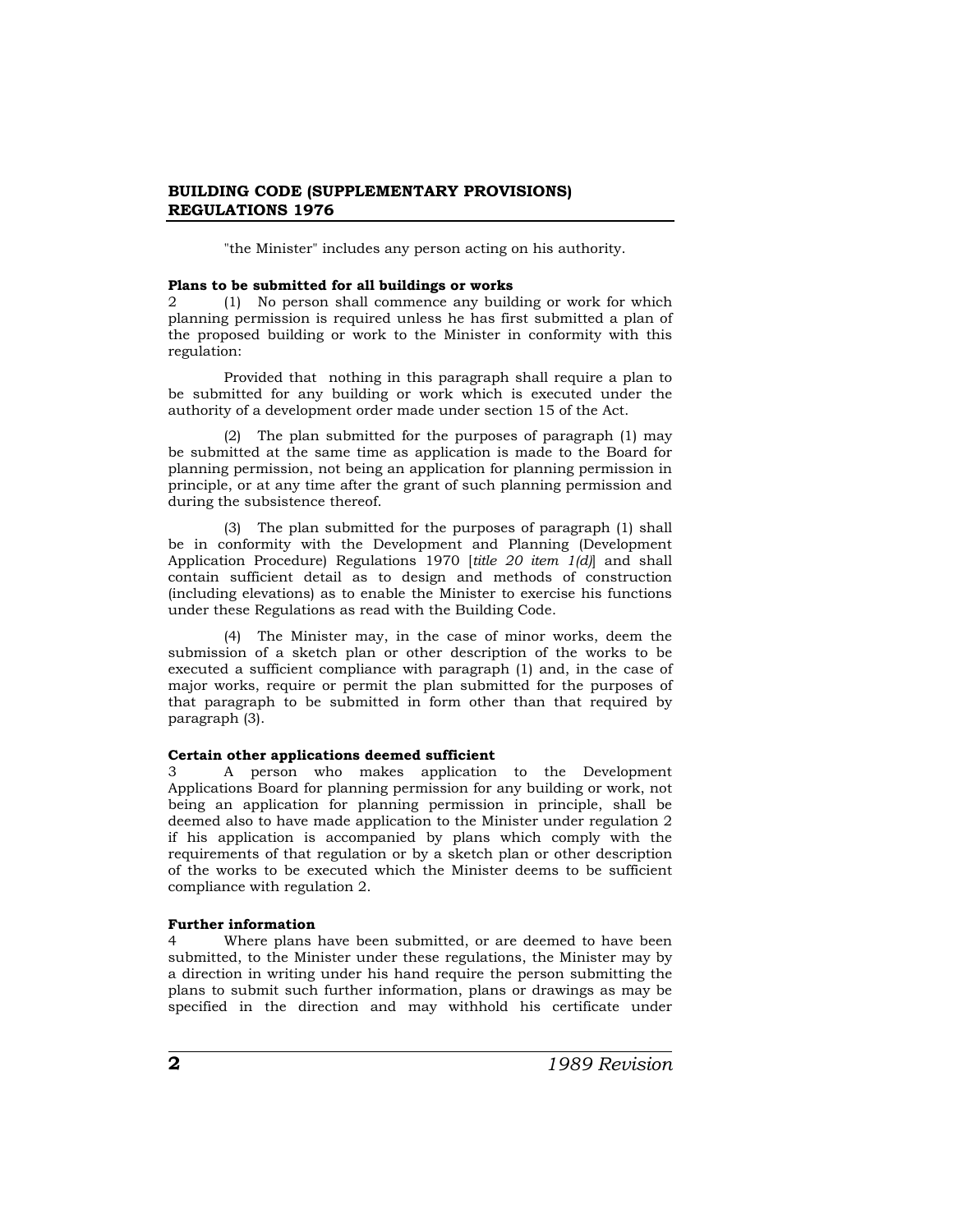"the Minister" includes any person acting on his authority.

**Plans to be submitted for all buildings or works**

2 (1) No person shall commence any building or work for which planning permission is required unless he has first submitted a plan of the proposed building or work to the Minister in conformity with this regulation:

Provided that nothing in this paragraph shall require a plan to be submitted for any building or work which is executed under the authority of a development order made under section 15 of the Act.

(2) The plan submitted for the purposes of paragraph (1) may be submitted at the same time as application is made to the Board for planning permission, not being an application for planning permission in principle, or at any time after the grant of such planning permission and during the subsistence thereof.

(3) The plan submitted for the purposes of paragraph (1) shall be in conformity with the Development and Planning (Development Application Procedure) Regulations 1970 [*title 20 item 1(d)*] and shall contain sufficient detail as to design and methods of construction (including elevations) as to enable the Minister to exercise his functions under these Regulations as read with the Building Code.

(4) The Minister may, in the case of minor works, deem the submission of a sketch plan or other description of the works to be executed a sufficient compliance with paragraph (1) and, in the case of major works, require or permit the plan submitted for the purposes of that paragraph to be submitted in form other than that required by paragraph (3).

**Certain other applications deemed sufficient**

3 A person who makes application to the Development Applications Board for planning permission for any building or work, not being an application for planning permission in principle, shall be deemed also to have made application to the Minister under regulation 2 if his application is accompanied by plans which comply with the requirements of that regulation or by a sketch plan or other description of the works to be executed which the Minister deems to be sufficient compliance with regulation 2.

**Further information**

4 Where plans have been submitted, or are deemed to have been submitted, to the Minister under these regulations, the Minister may by a direction in writing under his hand require the person submitting the plans to submit such further information, plans or drawings as may be specified in the direction and may withhold his certificate under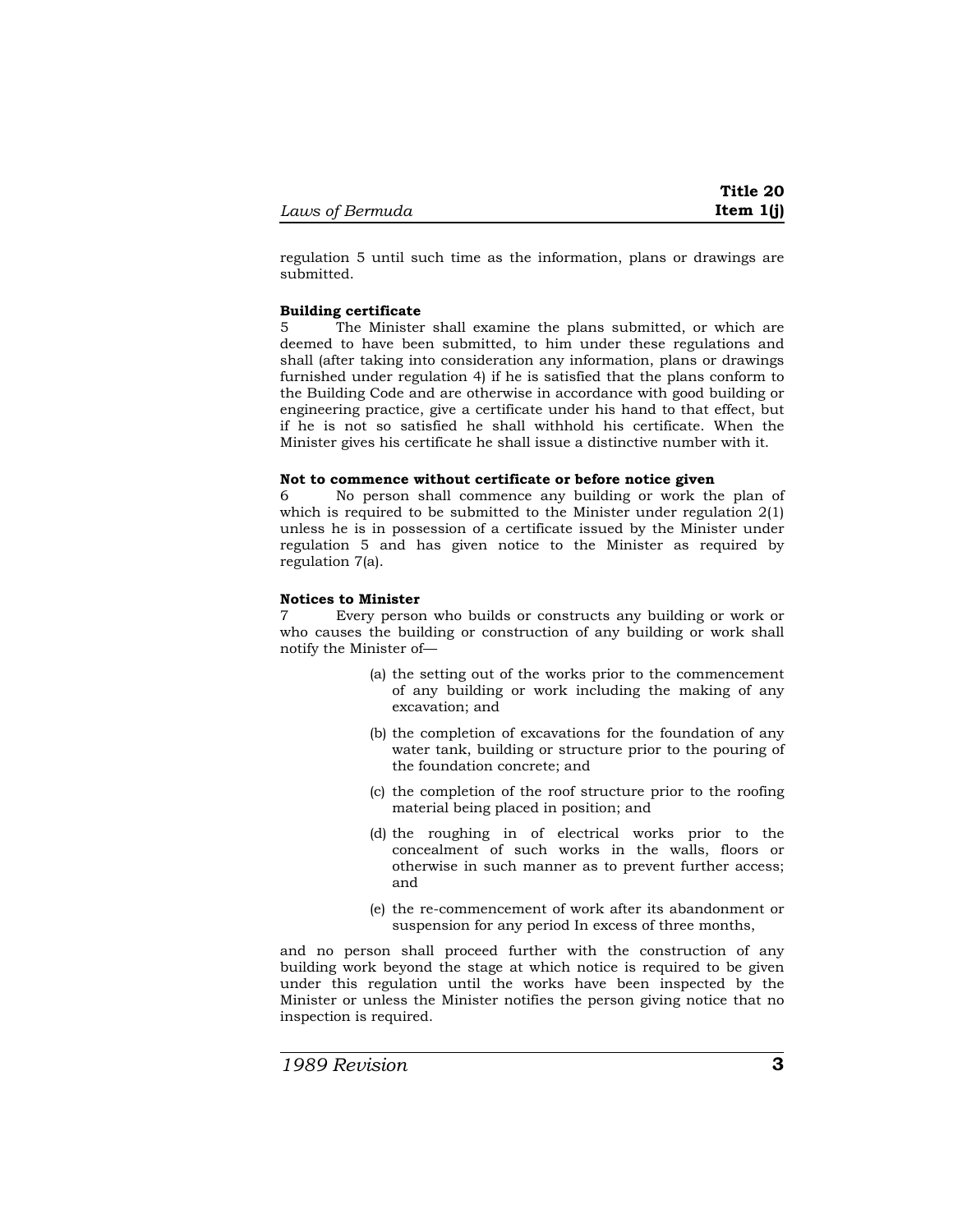regulation 5 until such time as the information, plans or drawings are submitted.

**Building certificate**

5 The Minister shall examine the plans submitted, or which are deemed to have been submitted, to him under these regulations and shall (after taking into consideration any information, plans or drawings furnished under regulation 4) if he is satisfied that the plans conform to the Building Code and are otherwise in accordance with good building or engineering practice, give a certificate under his hand to that effect, but if he is not so satisfied he shall withhold his certificate. When the Minister gives his certificate he shall issue a distinctive number with it.

**Not to commence without certificate or before notice given**

6 No person shall commence any building or work the plan of which is required to be submitted to the Minister under regulation 2(1) unless he is in possession of a certificate issued by the Minister under regulation 5 and has given notice to the Minister as required by regulation 7(a).

**Notices to Minister**

7 Every person who builds or constructs any building or work or who causes the building or construction of any building or work shall notify the Minister of—

(a) the setting out of the works prior to the commencement of any building or work including the making of any excavation; and

(b) the completion of excavations for the foundation of any water tank, building or structure prior to the pouring of the foundation concrete; and

(c) the completion of the roof structure prior to the roofing material being placed in position; and

(d) the roughing in of electrical works prior to the concealment of such works in the walls, floors or otherwise in such manner as to prevent further access; and

(e) the re-commencement of work after its abandonment or suspension for any period In excess of three months,

and no person shall proceed further with the construction of any building work beyond the stage at which notice is required to be given under this regulation until the works have been inspected by the Minister or unless the Minister notifies the person giving notice that no inspection is required.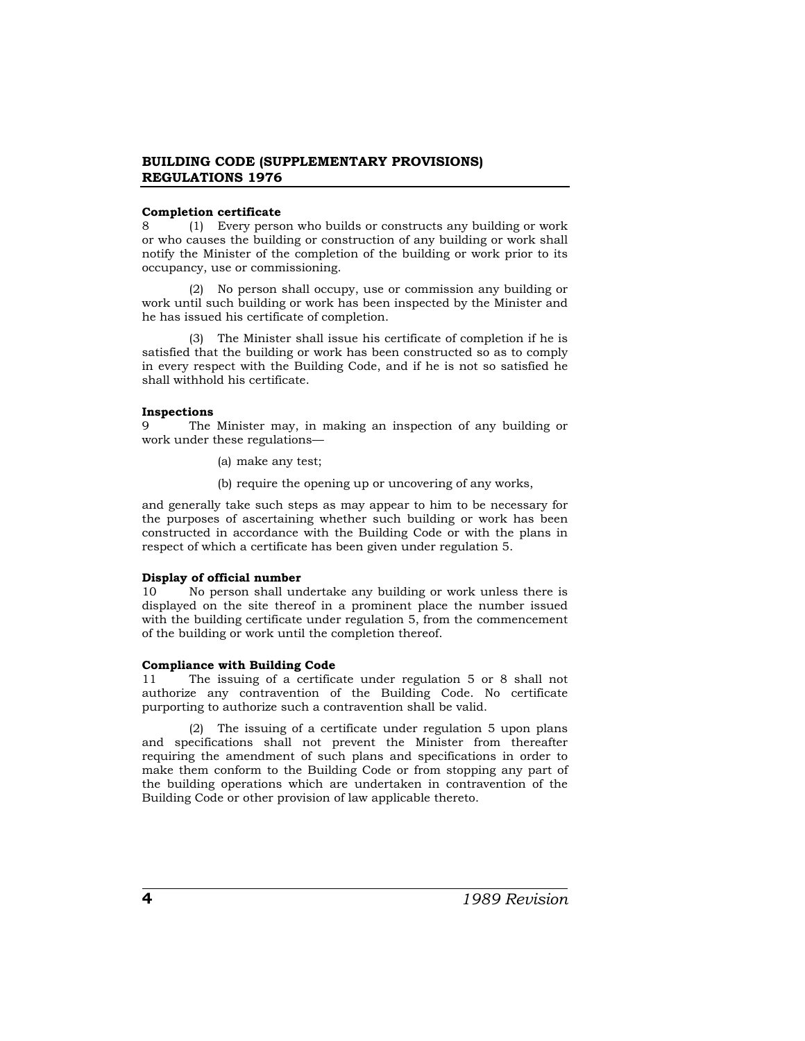**Completion certificate**

8 (1) Every person who builds or constructs any building or work or who causes the building or construction of any building or work shall notify the Minister of the completion of the building or work prior to its occupancy, use or commissioning.

(2) No person shall occupy, use or commission any building or work until such building or work has been inspected by the Minister and he has issued his certificate of completion.

(3) The Minister shall issue his certificate of completion if he is satisfied that the building or work has been constructed so as to comply in every respect with the Building Code, and if he is not so satisfied he shall withhold his certificate.

**Inspections**

9 The Minister may, in making an inspection of any building or work under these regulations—

(a) make any test;

(b) require the opening up or uncovering of any works,

and generally take such steps as may appear to him to be necessary for the purposes of ascertaining whether such building or work has been constructed in accordance with the Building Code or with the plans in respect of which a certificate has been given under regulation 5.

**Display of official number**

10 No person shall undertake any building or work unless there is displayed on the site thereof in a prominent place the number issued with the building certificate under regulation 5, from the commencement of the building or work until the completion thereof.

**Compliance with Building Code**

11 The issuing of a certificate under regulation 5 or 8 shall not authorize any contravention of the Building Code. No certificate purporting to authorize such a contravention shall be valid.

(2) The issuing of a certificate under regulation 5 upon plans and specifications shall not prevent the Minister from thereafter requiring the amendment of such plans and specifications in order to make them conform to the Building Code or from stopping any part of the building operations which are undertaken in contravention of the Building Code or other provision of law applicable thereto.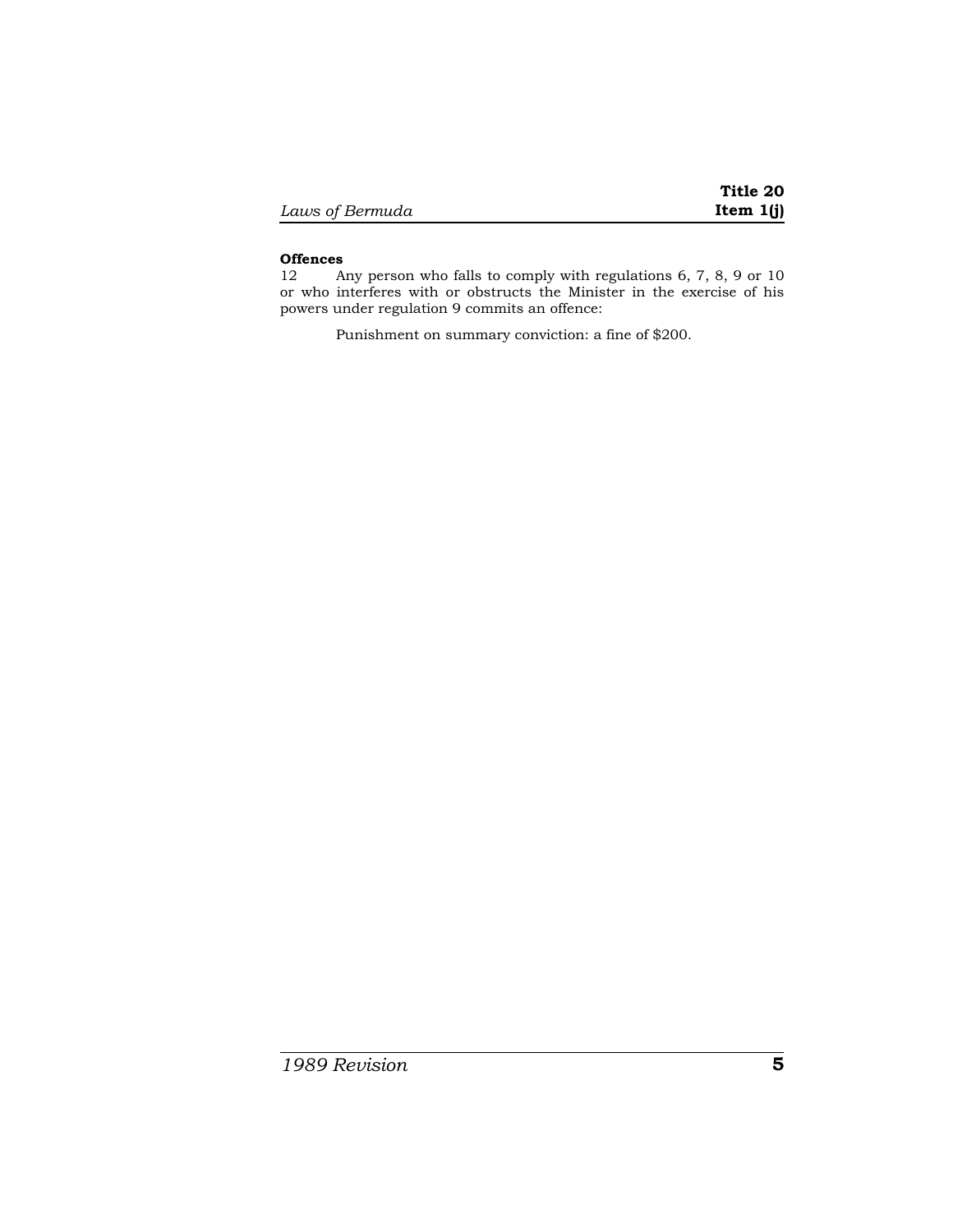**Offences**

12 Any person who falls to comply with regulations 6, 7, 8, 9 or 10 or who interferes with or obstructs the Minister in the exercise of his powers under regulation 9 commits an offence:

Punishment on summary conviction: a fine of $200.